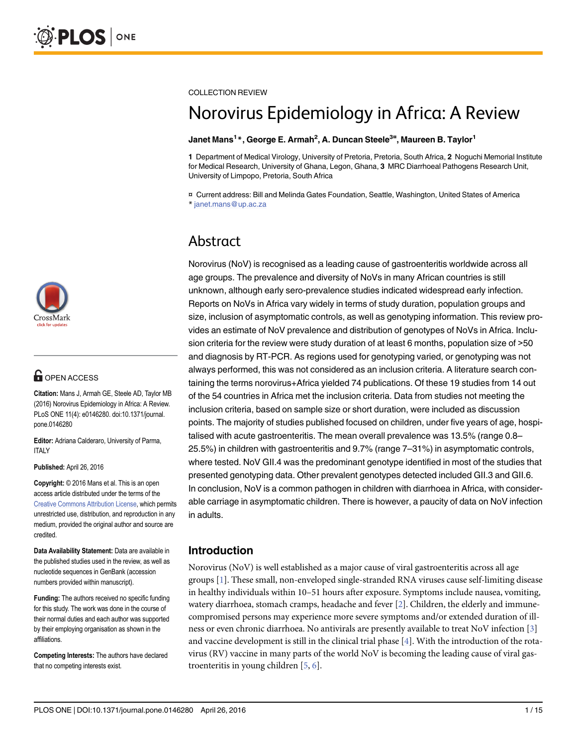COLLECTION REVIEW

# Norovirus Epidemiology in Africa: A Review

**Janet Mans[1]*, George E. Armah[2], A. Duncan Steele[3¤], Maureen B. Taylor[1]**

**1** Department of Medical Virology, University of Pretoria, Pretoria, South Africa, **2** Noguchi Memorial Institute for Medical Research, University of Ghana, Legon, Ghana, **3** MRC Diarrhoeal Pathogens Research Unit, University of Limpopo, Pretoria, South Africa

¤ Current address: Bill and Melinda Gates Foundation, Seattle, Washington, United States of America
* janet.mans@up.ac.za

**OPEN ACCESS**

**Citation:** Mans J, Armah GE, Steele AD, Taylor MB (2016) Norovirus Epidemiology in Africa: A Review. PLoS ONE 11(4): e0146280. doi:10.1371/journal.pone.0146280

**Editor:** Adriana Calderaro, University of Parma, ITALY

**Published:** April 26, 2016

**Copyright:** © 2016 Mans et al. This is an open access article distributed under the terms of the Creative Commons Attribution License, which permits unrestricted use, distribution, and reproduction in any medium, provided the original author and source are credited.

**Data Availability Statement:** Data are available in the published studies used in the review, as well as nucleotide sequences in GenBank (accession numbers provided within manuscript).

**Funding:** The authors received no specific funding for this study. The work was done in the course of their normal duties and each author was supported by their employing organisation as shown in the affiliations.

**Competing Interests:** The authors have declared that no competing interests exist.

## Abstract

Norovirus (NoV) is recognised as a leading cause of gastroenteritis worldwide across all age groups. The prevalence and diversity of NoVs in many African countries is still unknown, although early sero-prevalence studies indicated widespread early infection. Reports on NoVs in Africa vary widely in terms of study duration, population groups and size, inclusion of asymptomatic controls, as well as genotyping information. This review provides an estimate of NoV prevalence and distribution of genotypes of NoVs in Africa. Inclusion criteria for the review were study duration of at least 6 months, population size of >50 and diagnosis by RT-PCR. As regions used for genotyping varied, or genotyping was not always performed, this was not considered as an inclusion criteria. A literature search containing the terms norovirus+Africa yielded 74 publications. Of these 19 studies from 14 out of the 54 countries in Africa met the inclusion criteria. Data from studies not meeting the inclusion criteria, based on sample size or short duration, were included as discussion points. The majority of studies published focused on children, under five years of age, hospitalised with acute gastroenteritis. The mean overall prevalence was 13.5% (range 0.8–25.5%) in children with gastroenteritis and 9.7% (range 7–31%) in asymptomatic controls, where tested. NoV GII.4 was the predominant genotype identified in most of the studies that presented genotyping data. Other prevalent genotypes detected included GII.3 and GII.6. In conclusion, NoV is a common pathogen in children with diarrhoea in Africa, with considerable carriage in asymptomatic children. There is however, a paucity of data on NoV infection in adults.

## Introduction

Norovirus (NoV) is well established as a major cause of viral gastroenteritis across all age groups [1]. These small, non-enveloped single-stranded RNA viruses cause self-limiting disease in healthy individuals within 10–51 hours after exposure. Symptoms include nausea, vomiting, watery diarrhoea, stomach cramps, headache and fever [2]. Children, the elderly and immune-compromised persons may experience more severe symptoms and/or extended duration of illness or even chronic diarrhoea. No antivirals are presently available to treat NoV infection [3] and vaccine development is still in the clinical trial phase [4]. With the introduction of the rotavirus (RV) vaccine in many parts of the world NoV is becoming the leading cause of viral gastroenteritis in young children [5, 6].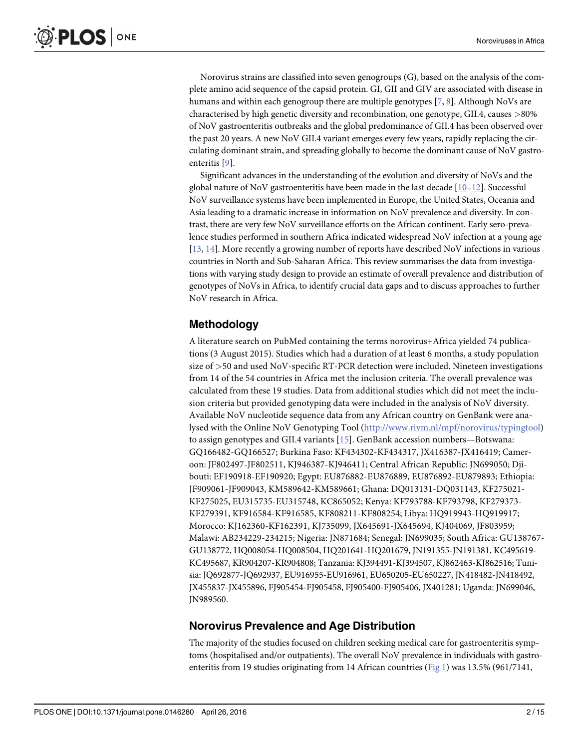Norovirus strains are classified into seven genogroups (G), based on the analysis of the complete amino acid sequence of the capsid protein. GI, GII and GIV are associated with disease in humans and within each genogroup there are multiple genotypes [7, 8]. Although NoVs are characterised by high genetic diversity and recombination, one genotype, GII.4, causes >80% of NoV gastroenteritis outbreaks and the global predominance of GII.4 has been observed over the past 20 years. A new NoV GII.4 variant emerges every few years, rapidly replacing the circulating dominant strain, and spreading globally to become the dominant cause of NoV gastroenteritis [9].

Significant advances in the understanding of the evolution and diversity of NoVs and the global nature of NoV gastroenteritis have been made in the last decade [10–12]. Successful NoV surveillance systems have been implemented in Europe, the United States, Oceania and Asia leading to a dramatic increase in information on NoV prevalence and diversity. In contrast, there are very few NoV surveillance efforts on the African continent. Early sero-prevalence studies performed in southern Africa indicated widespread NoV infection at a young age [13, 14]. More recently a growing number of reports have described NoV infections in various countries in North and Sub-Saharan Africa. This review summarises the data from investigations with varying study design to provide an estimate of overall prevalence and distribution of genotypes of NoVs in Africa, to identify crucial data gaps and to discuss approaches to further NoV research in Africa.

## Methodology

A literature search on PubMed containing the terms norovirus+Africa yielded 74 publications (3 August 2015). Studies which had a duration of at least 6 months, a study population size of >50 and used NoV-specific RT-PCR detection were included. Nineteen investigations from 14 of the 54 countries in Africa met the inclusion criteria. The overall prevalence was calculated from these 19 studies. Data from additional studies which did not meet the inclusion criteria but provided genotyping data were included in the analysis of NoV diversity. Available NoV nucleotide sequence data from any African country on GenBank were analysed with the Online NoV Genotyping Tool (http://www.rivm.nl/mpf/norovirus/typingtool) to assign genotypes and GII.4 variants [15]. GenBank accession numbers—Botswana: GQ166482-GQ166527; Burkina Faso: KF434302-KF434317, JX416387-JX416419; Cameroon: JF802497-JF802511, KJ946387-KJ946411; Central African Republic: JN699050; Djibouti: EF190918-EF190920; Egypt: EU876882-EU876889, EU876892-EU879893; Ethiopia: JF909061-JF909043, KM589642-KM589661; Ghana: DQ013131-DQ031143, KF275021-KF275025, EU315735-EU315748, KC865052; Kenya: KF793788-KF793798, KF279373-KF279391, KF916584-KF916585, KF808211-KF808254; Libya: HQ919943-HQ919917; Morocco: KJ162360-KF162391, KJ735099, JX645691-JX645694, KJ404069, JF803959; Malawi: AB234229-234215; Nigeria: JN871684; Senegal: JN699035; South Africa: GU138767-GU138772, HQ008054-HQ008504, HQ201641-HQ201679, JN191355-JN191381, KC495619-KC495687, KR904207-KR904808; Tanzania: KJ394491-KJ394507, KJ862463-KJ862516; Tunisia: JQ692877-JQ692937, EU916955-EU916961, EU650205-EU650227, JN418482-JN418492, JX455837-JX455896, FJ905454-FJ905458, FJ905400-FJ905406, JX401281; Uganda: JN699046, JN989560.

## Norovirus Prevalence and Age Distribution

The majority of the studies focused on children seeking medical care for gastroenteritis symptoms (hospitalised and/or outpatients). The overall NoV prevalence in individuals with gastroenteritis from 19 studies originating from 14 African countries (Fig 1) was 13.5% (961/7141,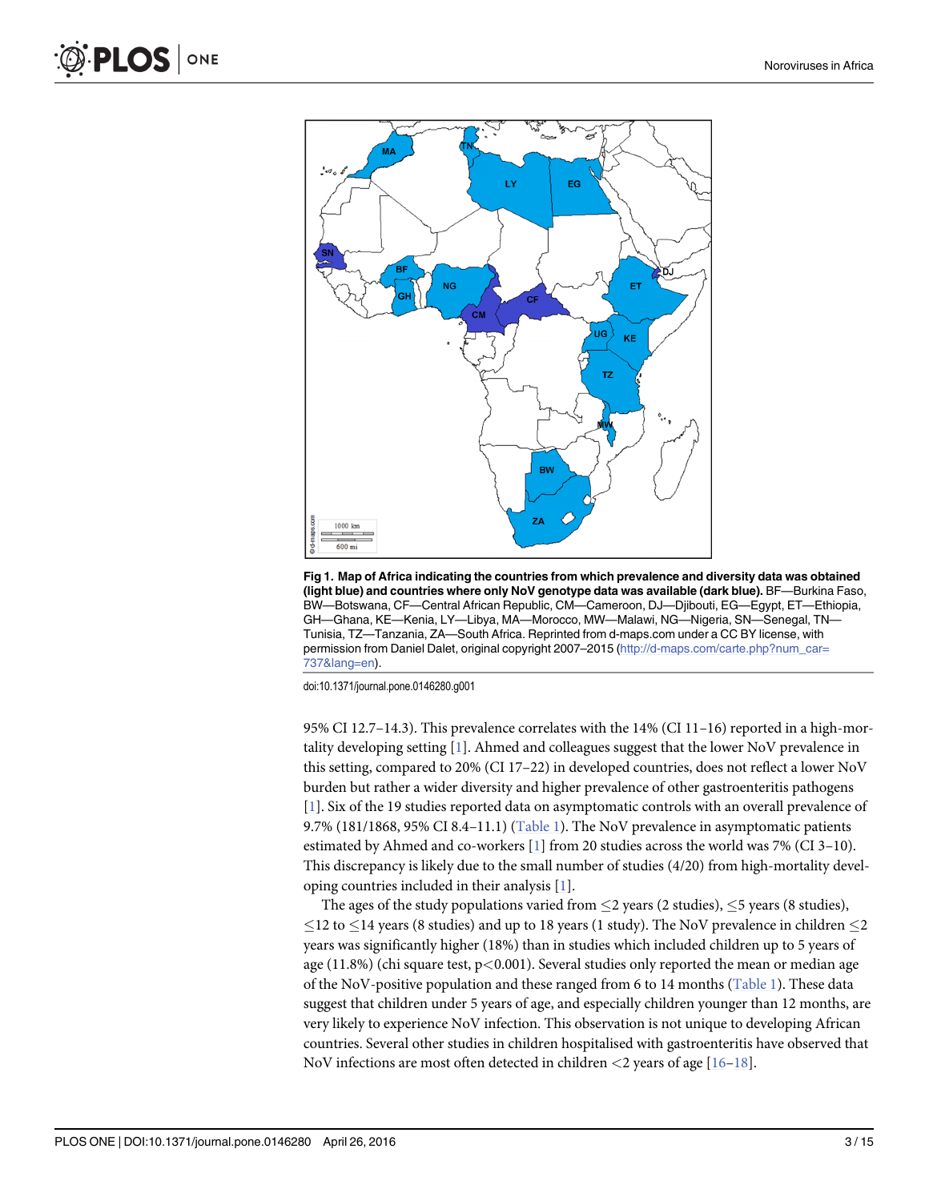**Fig 1. Map of Africa indicating the countries from which prevalence and diversity data was obtained (light blue) and countries where only NoV genotype data was available (dark blue).** BF—Burkina Faso, BW—Botswana, CF—Central African Republic, CM—Cameroon, DJ—Djibouti, EG—Egypt, ET—Ethiopia, GH—Ghana, KE—Kenia, LY—Libya, MA—Morocco, MW—Malawi, NG—Nigeria, SN—Senegal, TN—Tunisia, TZ—Tanzania, ZA—South Africa. Reprinted from d-maps.com under a CC BY license, with permission from Daniel Dalet, original copyright 2007–2015 (http://d-maps.com/carte.php?num_car=737&lang=en).

doi:10.1371/journal.pone.0146280.g001

95% CI 12.7–14.3). This prevalence correlates with the 14% (CI 11–16) reported in a high-mortality developing setting [1]. Ahmed and colleagues suggest that the lower NoV prevalence in this setting, compared to 20% (CI 17–22) in developed countries, does not reflect a lower NoV burden but rather a wider diversity and higher prevalence of other gastroenteritis pathogens [1]. Six of the 19 studies reported data on asymptomatic controls with an overall prevalence of 9.7% (181/1868, 95% CI 8.4–11.1) (Table 1). The NoV prevalence in asymptomatic patients estimated by Ahmed and co-workers [1] from 20 studies across the world was 7% (CI 3–10). This discrepancy is likely due to the small number of studies (4/20) from high-mortality developing countries included in their analysis [1].

The ages of the study populations varied from ≤2 years (2 studies), ≤5 years (8 studies), ≤12 to ≤14 years (8 studies) and up to 18 years (1 study). The NoV prevalence in children ≤2 years was significantly higher (18%) than in studies which included children up to 5 years of age (11.8%) (chi square test, $p<0.001$). Several studies only reported the mean or median age of the NoV-positive population and these ranged from 6 to 14 months (Table 1). These data suggest that children under 5 years of age, and especially children younger than 12 months, are very likely to experience NoV infection. This observation is not unique to developing African countries. Several other studies in children hospitalised with gastroenteritis have observed that NoV infections are most often detected in children <2 years of age [16–18].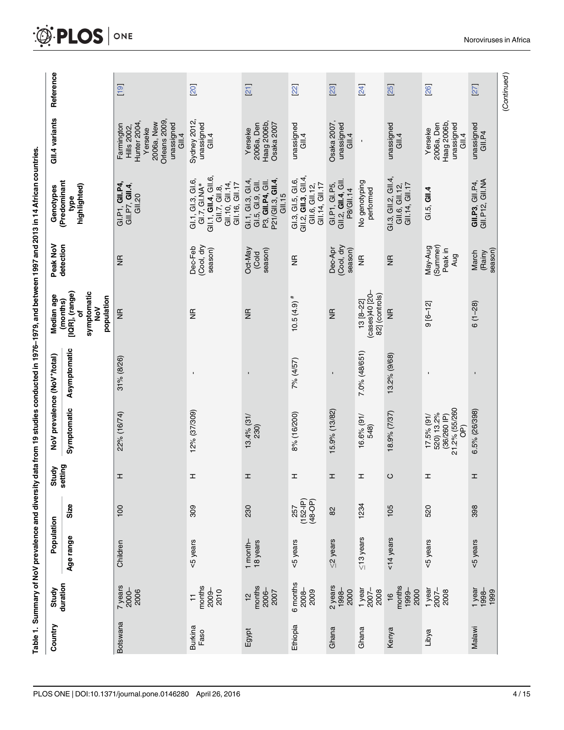Table 1. Summary of NoV prevalence and diversity data from 19 studies conducted in 1976–1979, and between 1997 and 2013 in 14 African countries.

| Country | Study duration | Population | | Study setting | NoV prevalence (NoV⁺/total) | | Median age (months) [IQR], (range) of symptomatic NoV population | Peak NoV detection | Genotypes (Predominant type highlighted) | GII.4 variants | Reference |
|---|---|---|---|---|---|---|---|---|---|---|---|
| | | Age range | Size | | Symptomatic | Asymptomatic | | | | | |
| Botswana | 7 years 2000–2006 | Children | 100 | H | 22% (16/74) | 31% (8/26) | NR | NR | GI.P1, **GII.P4**, GII.P7, **GII.4**, GII.20 | Farmington Hills 2002, Hunter 2004, Yerseke 2006a, New Orleans 2009, unassigned GII.4 | [19] |
| Burkina Faso | 11 months 2009–2010 | <5 years | 309 | H | 12% (37/309) | - | NR | Dec-Feb (Cool, dry season) | GI.1, GI.3, GI.6, GI.7, GI.NA*, GII.1, **GII.4**, GII.6, GII.7, GII.8, GII.10, GII.14, GII.16, GII.17 | Sydney 2012, unassigned GII.4 | [20] |
| Egypt | 12 months 2006–2007 | 1 month–18 years | 230 | H | 13.4% (31/230) | - | NR | Oct-May (Cold season) | GI.1, GI.3, GI.4, GI.5, GI.9, GII.P3, **GII.P4**, GII.P21/GII.3, **GII.4**, GII.15 | Yerseke 2006a, Den Haag 2006b, Osaka 2007 | [21] |
| Ethiopia | 6 months 2008–2009 | <5 years | 257 (152-IP) (48-OP) | H | 8% (16/200) | 7% (4/57) | 10.5 (4.9) [#] | NR | GI.3, GI.5, GI.6, GII.2, **GII.3**, GII.4, GII.6, GII.12, GII.14, GII.17 | unassigned GII.4 | [22] |
| Ghana | 2 years 1998–2000 | ≤2 years | 82 | H | 15.9% (13/82) | - | NR | Dec-Apr (Cool, dry season) | GI.P1, GI.P5, GII.2, **GII.4**, GII.P8/GII.14 | Osaka 2007, unassigned GII.4 | [23] |
| Ghana | 1 year 2007–2008 | ≤13 years | 1234 | H | 16.6% (91/548) | 7.0% (48/651) | 13 [8–22] (cases)40 [20–82] (controls) | NR | No genotyping performed | - | [24] |
| Kenya | 16 months 1999–2000 | <14 years | 105 | C | 18.9% (7/37) | 13.2% (9/68) | NR | NR | GI.3, GII.2, GII.4, GII.6, GII.12, GII.14, GII.17 | unassigned GII.4 | [25] |
| Libya | 1 year 2007–2008 | <5 years | 520 | H | 17.5% (91/520) 13.2% (36/260 IP) 21.2% (55/260 OP) | - | 9 [6–12] | May-Aug (Summer) Peak in Aug | GI.5, **GII.4** | Yerseke 2006a, Den Haag 2006b, unassigned GII.4 | [26] |
| Malawi | 1 year 1998–1999 | <5 years | 398 | H | 6.5% (26/398) | - | 6 (1–28) | March (Rainy season) | **GII.P3**, GII.P4, GII.P12, GII.NA | unassigned GII.P4 | [27] |

(Continued)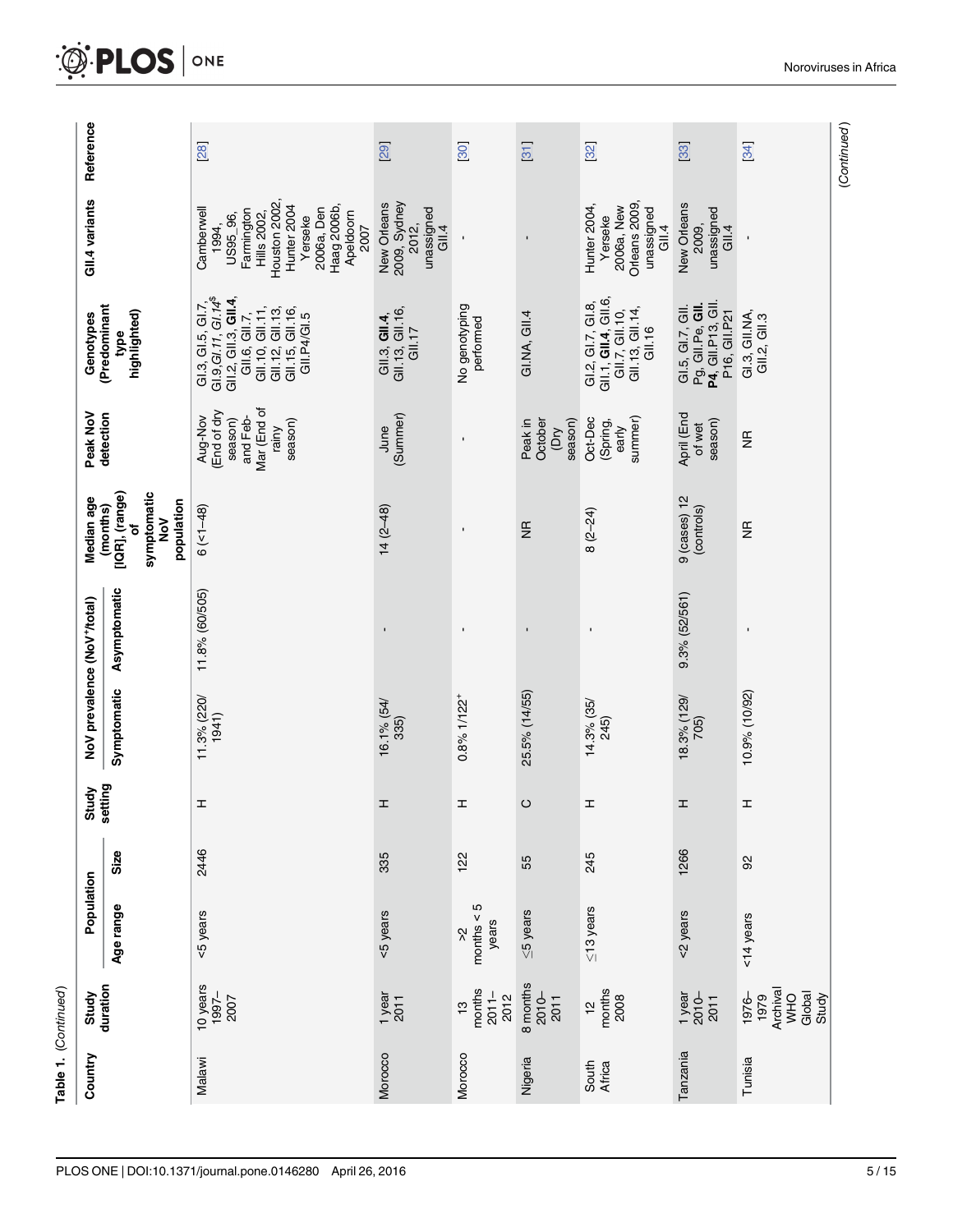Table 1. (Continued)

| Country | Study duration | Population | | Study setting | NoV prevalence (NoV⁺/total) | | Median age (months) [IQR], (range) of symptomatic NoV population | Peak NoV detection | Genotypes (Predominant type highlighted) | GII.4 variants | Reference |
|---|---|---|---|---|---|---|---|---|---|---|---|
| | | Age range | Size | | Symptomatic | Asymptomatic | | | | | |
| Malawi | 10 years 1997–2007 | <5 years | 2446 | H | 11.3% (220/1941) | 11.8% (60/505) | 6 (<1–48) | Aug-Nov (End of dry season) and Feb-Mar (End of rainy season) | GI.3, GI.5, GI.7, GI.9, *GI.11*, *GI.14*[$] GII.2, GII.3, **GII.4**, GII.6, GII.7, GII.10, GII.11, GII.12, GII.13, GII.15, GII.16, GII.P4/GI.5 | Camberwell 1994, US95_96, Farmington Hills 2002, Houston 2002, Hunter 2004 Yerseke 2006a, Den Haag 2006b, Apeldoorn 2007 | [28] |
| Morocco | 1 year 2011 | <5 years | 335 | H | 16.1% (54/335) | - | 14 (2–48) | June (Summer) | GII.3, **GII.4**, GII.13, GII.16, GII.17 | New Orleans 2009, Sydney 2012, unassigned GII.4 | [29] |
| Morocco | 13 months 2011–2012 | >2 months < 5 years | 122 | H | 0.8% 1/122⁺ | - | - | - | No genotyping performed | - | [30] |
| Nigeria | 8 months 2010–2011 | ≤5 years | 55 | C | 25.5% (14/55) | - | NR | Peak in October (Dry season) | GI.NA, GII.4 | - | [31] |
| South Africa | 12 months 2008 | ≤13 years | 245 | H | 14.3% (35/245) | - | 8 (2–24) | Oct-Dec (Spring, early summer) | GI.2, GI.7, GI.8, GII.1, **GII.4**, GII.6, GII.7, GII.10, GII.13, GII.14, GII.16 | Hunter 2004, Yerseke 2006a, New Orleans 2009, unassigned GII.4 | [32] |
| Tanzania | 1 year 2010–2011 | <2 years | 1266 | H | 18.3% (129/705) | 9.3% (52/561) | 9 (cases) 12 (controls) | April (End of wet season) | GI.5, GI.7, GII. Pg, GII.Pe, **GII. P4**, GII.P13, GII. P16, GII.P21 | New Orleans 2009, unassigned GII.4 | [33] |
| Tunisia | 1976–1979 Archival WHO Global Study | <14 years | 92 | H | 10.9% (10/92) | - | NR | NR | GI.3, GII.NA, GII.2, GII.3 | - | [34] |

(Continued)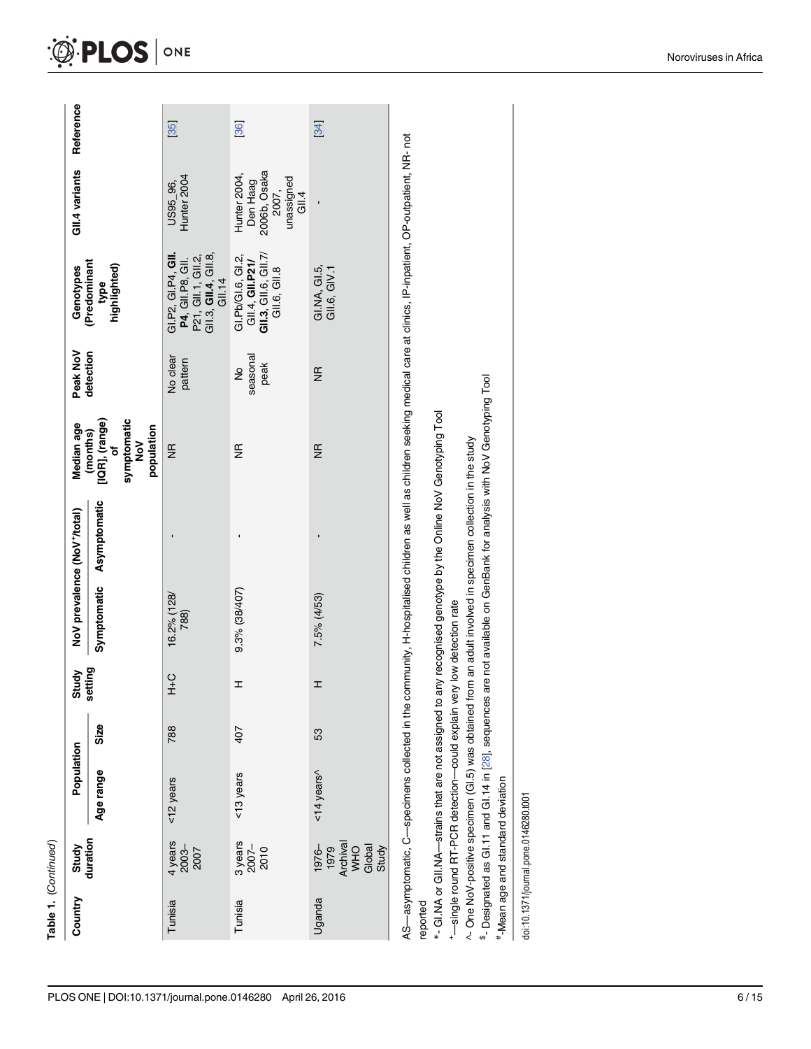Table 1. (Continued)

| Country | Study duration | Population | | Study setting | NoV prevalence (NoV⁺/total) | | Median age (months) [IQR], (range) of symptomatic NoV population | Peak NoV detection | Genotypes (Predominant type highlighted) | GII.4 variants | Reference |
|---|---|---|---|---|---|---|---|---|---|---|---|
| | | Age range | Size | | Symptomatic | Asymptomatic | | | | | |
| Tunisia | 4 years 2003–2007 | <12 years | 788 | H+C | 16.2% (128/788) | - | NR | No clear pattern | GI.P2, GI.P4, **GII.P4**, GII.P8, GII.P21, GII.1, GII.2, GII.3, **GII.4**, GII.8, GII.14 | US95_96, Hunter 2004 | [35] |
| Tunisia | 3 years 2007–2010 | <13 years | 407 | H | 9.3% (38/407) | - | NR | No seasonal peak | GI.Pb/GI.6, GI.2, GII.4, **GII.P21/GII.3**, GII.6, GII.7/GII.6, GII.8 | Hunter 2004, Den Haag 2006b, Osaka 2007, unassigned GII.4 | [36] |
| Uganda | 1976–1979 Archival WHO Global Study | <14 years^ | 53 | H | 7.5% (4/53) | - | NR | NR | GI.NA, GI.5, GII.6, GIV.1 | - | [34] |

AS—asymptomatic, C—specimens collected in the community, H-hospitalised children as well as children seeking medical care at clinics, IP-inpatient, OP-outpatient, NR- not reported

*- GI.NA or GII.NA—strains that are not assigned to any recognised genotype by the Online NoV Genotyping Tool

⁺—single round RT-PCR detection—could explain very low detection rate

^- One NoV-positive specimen (GI.5) was obtained from an adult involved in specimen collection in the study

$- Designated as GI.11 and GI.14 in [28], sequences are not available on GenBank for analysis with NoV Genotyping Tool

#-Mean age and standard deviation

doi:10.1371/journal.pone.0146280.t001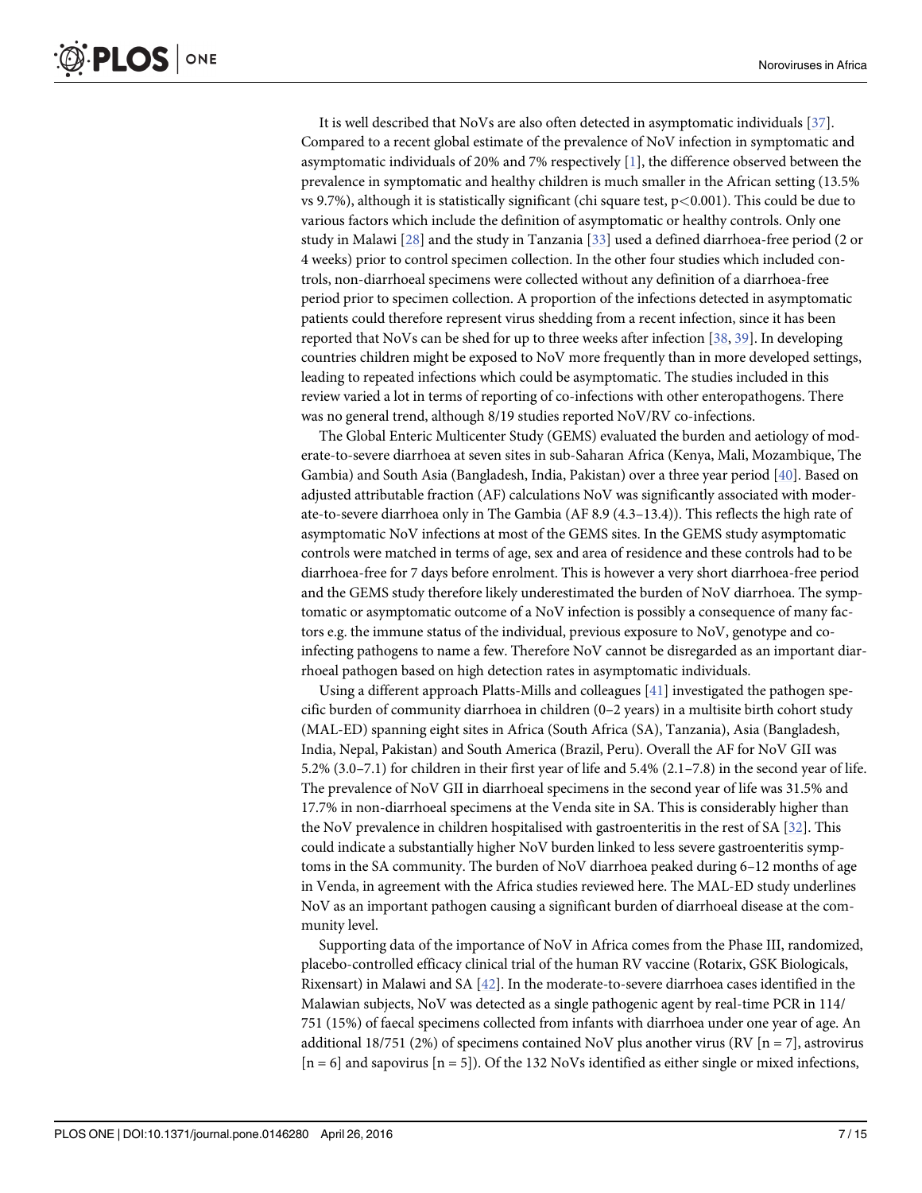It is well described that NoVs are also often detected in asymptomatic individuals [37]. Compared to a recent global estimate of the prevalence of NoV infection in symptomatic and asymptomatic individuals of 20% and 7% respectively [1], the difference observed between the prevalence in symptomatic and healthy children is much smaller in the African setting (13.5% vs 9.7%), although it is statistically significant (chi square test, $p<0.001$). This could be due to various factors which include the definition of asymptomatic or healthy controls. Only one study in Malawi [28] and the study in Tanzania [33] used a defined diarrhoea-free period (2 or 4 weeks) prior to control specimen collection. In the other four studies which included controls, non-diarrhoeal specimens were collected without any definition of a diarrhoea-free period prior to specimen collection. A proportion of the infections detected in asymptomatic patients could therefore represent virus shedding from a recent infection, since it has been reported that NoVs can be shed for up to three weeks after infection [38, 39]. In developing countries children might be exposed to NoV more frequently than in more developed settings, leading to repeated infections which could be asymptomatic. The studies included in this review varied a lot in terms of reporting of co-infections with other enteropathogens. There was no general trend, although 8/19 studies reported NoV/RV co-infections.

The Global Enteric Multicenter Study (GEMS) evaluated the burden and aetiology of moderate-to-severe diarrhoea at seven sites in sub-Saharan Africa (Kenya, Mali, Mozambique, The Gambia) and South Asia (Bangladesh, India, Pakistan) over a three year period [40]. Based on adjusted attributable fraction (AF) calculations NoV was significantly associated with moderate-to-severe diarrhoea only in The Gambia (AF 8.9 (4.3–13.4)). This reflects the high rate of asymptomatic NoV infections at most of the GEMS sites. In the GEMS study asymptomatic controls were matched in terms of age, sex and area of residence and these controls had to be diarrhoea-free for 7 days before enrolment. This is however a very short diarrhoea-free period and the GEMS study therefore likely underestimated the burden of NoV diarrhoea. The symptomatic or asymptomatic outcome of a NoV infection is possibly a consequence of many factors e.g. the immune status of the individual, previous exposure to NoV, genotype and co-infecting pathogens to name a few. Therefore NoV cannot be disregarded as an important diarrhoeal pathogen based on high detection rates in asymptomatic individuals.

Using a different approach Platts-Mills and colleagues [41] investigated the pathogen specific burden of community diarrhoea in children (0–2 years) in a multisite birth cohort study (MAL-ED) spanning eight sites in Africa (South Africa (SA), Tanzania), Asia (Bangladesh, India, Nepal, Pakistan) and South America (Brazil, Peru). Overall the AF for NoV GII was 5.2% (3.0–7.1) for children in their first year of life and 5.4% (2.1–7.8) in the second year of life. The prevalence of NoV GII in diarrhoeal specimens in the second year of life was 31.5% and 17.7% in non-diarrhoeal specimens at the Venda site in SA. This is considerably higher than the NoV prevalence in children hospitalised with gastroenteritis in the rest of SA [32]. This could indicate a substantially higher NoV burden linked to less severe gastroenteritis symptoms in the SA community. The burden of NoV diarrhoea peaked during 6–12 months of age in Venda, in agreement with the Africa studies reviewed here. The MAL-ED study underlines NoV as an important pathogen causing a significant burden of diarrhoeal disease at the community level.

Supporting data of the importance of NoV in Africa comes from the Phase III, randomized, placebo-controlled efficacy clinical trial of the human RV vaccine (Rotarix, GSK Biologicals, Rixensart) in Malawi and SA [42]. In the moderate-to-severe diarrhoea cases identified in the Malawian subjects, NoV was detected as a single pathogenic agent by real-time PCR in 114/751 (15%) of faecal specimens collected from infants with diarrhoea under one year of age. An additional 18/751 (2%) of specimens contained NoV plus another virus (RV [n = 7], astrovirus [n = 6] and sapovirus [n = 5]). Of the 132 NoVs identified as either single or mixed infections,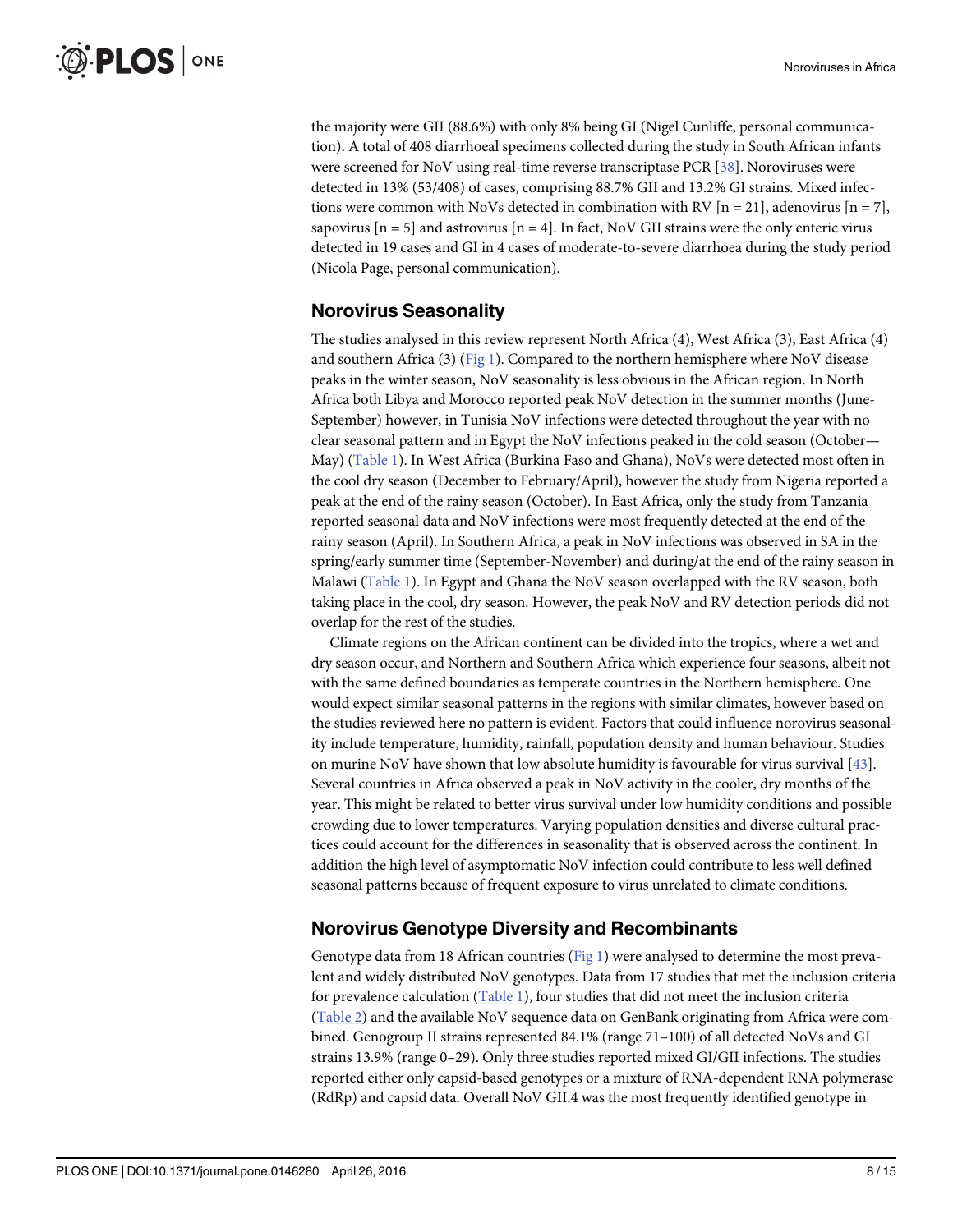the majority were GII (88.6%) with only 8% being GI (Nigel Cunliffe, personal communication). A total of 408 diarrhoeal specimens collected during the study in South African infants were screened for NoV using real-time reverse transcriptase PCR [38]. Noroviruses were detected in 13% (53/408) of cases, comprising 88.7% GII and 13.2% GI strains. Mixed infections were common with NoVs detected in combination with RV [n = 21], adenovirus [n = 7], sapovirus [n = 5] and astrovirus [n = 4]. In fact, NoV GII strains were the only enteric virus detected in 19 cases and GI in 4 cases of moderate-to-severe diarrhoea during the study period (Nicola Page, personal communication).

## Norovirus Seasonality

The studies analysed in this review represent North Africa (4), West Africa (3), East Africa (4) and southern Africa (3) (Fig 1). Compared to the northern hemisphere where NoV disease peaks in the winter season, NoV seasonality is less obvious in the African region. In North Africa both Libya and Morocco reported peak NoV detection in the summer months (June-September) however, in Tunisia NoV infections were detected throughout the year with no clear seasonal pattern and in Egypt the NoV infections peaked in the cold season (October—May) (Table 1). In West Africa (Burkina Faso and Ghana), NoVs were detected most often in the cool dry season (December to February/April), however the study from Nigeria reported a peak at the end of the rainy season (October). In East Africa, only the study from Tanzania reported seasonal data and NoV infections were most frequently detected at the end of the rainy season (April). In Southern Africa, a peak in NoV infections was observed in SA in the spring/early summer time (September-November) and during/at the end of the rainy season in Malawi (Table 1). In Egypt and Ghana the NoV season overlapped with the RV season, both taking place in the cool, dry season. However, the peak NoV and RV detection periods did not overlap for the rest of the studies.

Climate regions on the African continent can be divided into the tropics, where a wet and dry season occur, and Northern and Southern Africa which experience four seasons, albeit not with the same defined boundaries as temperate countries in the Northern hemisphere. One would expect similar seasonal patterns in the regions with similar climates, however based on the studies reviewed here no pattern is evident. Factors that could influence norovirus seasonality include temperature, humidity, rainfall, population density and human behaviour. Studies on murine NoV have shown that low absolute humidity is favourable for virus survival [43]. Several countries in Africa observed a peak in NoV activity in the cooler, dry months of the year. This might be related to better virus survival under low humidity conditions and possible crowding due to lower temperatures. Varying population densities and diverse cultural practices could account for the differences in seasonality that is observed across the continent. In addition the high level of asymptomatic NoV infection could contribute to less well defined seasonal patterns because of frequent exposure to virus unrelated to climate conditions.

## Norovirus Genotype Diversity and Recombinants

Genotype data from 18 African countries (Fig 1) were analysed to determine the most prevalent and widely distributed NoV genotypes. Data from 17 studies that met the inclusion criteria for prevalence calculation (Table 1), four studies that did not meet the inclusion criteria (Table 2) and the available NoV sequence data on GenBank originating from Africa were combined. Genogroup II strains represented 84.1% (range 71–100) of all detected NoVs and GI strains 13.9% (range 0–29). Only three studies reported mixed GI/GII infections. The studies reported either only capsid-based genotypes or a mixture of RNA-dependent RNA polymerase (RdRp) and capsid data. Overall NoV GII.4 was the most frequently identified genotype in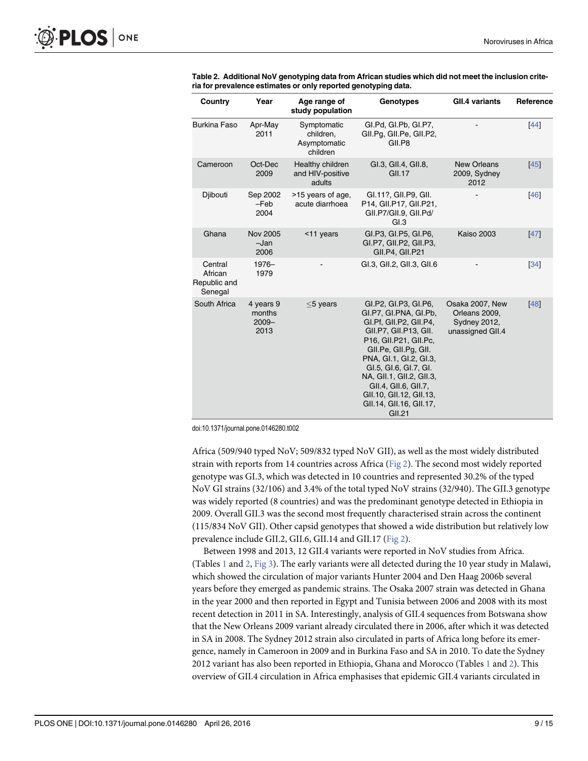**Table 2. Additional NoV genotyping data from African studies which did not meet the inclusion criteria for prevalence estimates or only reported genotyping data.**

| Country | Year | Age range of study population | Genotypes | GII.4 variants | Reference |
|---|---|---|---|---|---|
| Burkina Faso | Apr-May 2011 | Symptomatic children, Asymptomatic children | GI.Pd, GI.Pb, GI.P7, GII.Pg, GII.Pe, GII.P2, GII.P8 | - | [44] |
| Cameroon | Oct-Dec 2009 | Healthy children and HIV-positive adults | GI.3, GII.4, GII.8, GII.17 | New Orleans 2009, Sydney 2012 | [45] |
| Djibouti | Sep 2002 –Feb 2004 | >15 years of age, acute diarrhoea | GI.11?, GII.P9, GII. P14, GII.P17, GII.P21, GII.P7/GII.9, GII.Pd/ GI.3 | - | [46] |
| Ghana | Nov 2005 –Jan 2006 | <11 years | GI.P3, GI.P5, GI.P6, GI.P7, GII.P2, GII.P3, GII.P4, GII.P21 | Kaiso 2003 | [47] |
| Central African Republic and Senegal | 1976–1979 | - | GI.3, GII.2, GII.3, GII.6 | - | [34] |
| South Africa | 4 years 9 months 2009–2013 | ≤5 years | GI.P2, GI.P3, GI.P6, GI.P7, GI.PNA, GI.Pb, GI.Pf, GII.P2, GII.P4, GII.P7, GII.P13, GII. P16, GII.P21, GII.Pc, GII.Pe, GII.Pg, GII. PNA, GI.1, GI.2, GI.3, GI.5, GI.6, GI.7, GI. NA, GII.1, GII.2, GII.3, GII.4, GII.6, GII.7, GII.10, GII.12, GII.13, GII.14, GII.16, GII.17, GII.21 | Osaka 2007, New Orleans 2009, Sydney 2012, unassigned GII.4 | [48] |

doi:10.1371/journal.pone.0146280.t002

Africa (509/940 typed NoV; 509/832 typed NoV GII), as well as the most widely distributed strain with reports from 14 countries across Africa (Fig 2). The second most widely reported genotype was GI.3, which was detected in 10 countries and represented 30.2% of the typed NoV GI strains (32/106) and 3.4% of the total typed NoV strains (32/940). The GII.3 genotype was widely reported (8 countries) and was the predominant genotype detected in Ethiopia in 2009. Overall GII.3 was the second most frequently characterised strain across the continent (115/834 NoV GII). Other capsid genotypes that showed a wide distribution but relatively low prevalence include GII.2, GII.6, GII.14 and GII.17 (Fig 2).

Between 1998 and 2013, 12 GII.4 variants were reported in NoV studies from Africa. (Tables 1 and 2, Fig 3). The early variants were all detected during the 10 year study in Malawi, which showed the circulation of major variants Hunter 2004 and Den Haag 2006b several years before they emerged as pandemic strains. The Osaka 2007 strain was detected in Ghana in the year 2000 and then reported in Egypt and Tunisia between 2006 and 2008 with its most recent detection in 2011 in SA. Interestingly, analysis of GII.4 sequences from Botswana show that the New Orleans 2009 variant already circulated there in 2006, after which it was detected in SA in 2008. The Sydney 2012 strain also circulated in parts of Africa long before its emergence, namely in Cameroon in 2009 and in Burkina Faso and SA in 2010. To date the Sydney 2012 variant has also been reported in Ethiopia, Ghana and Morocco (Tables 1 and 2). This overview of GII.4 circulation in Africa emphasises that epidemic GII.4 variants circulated in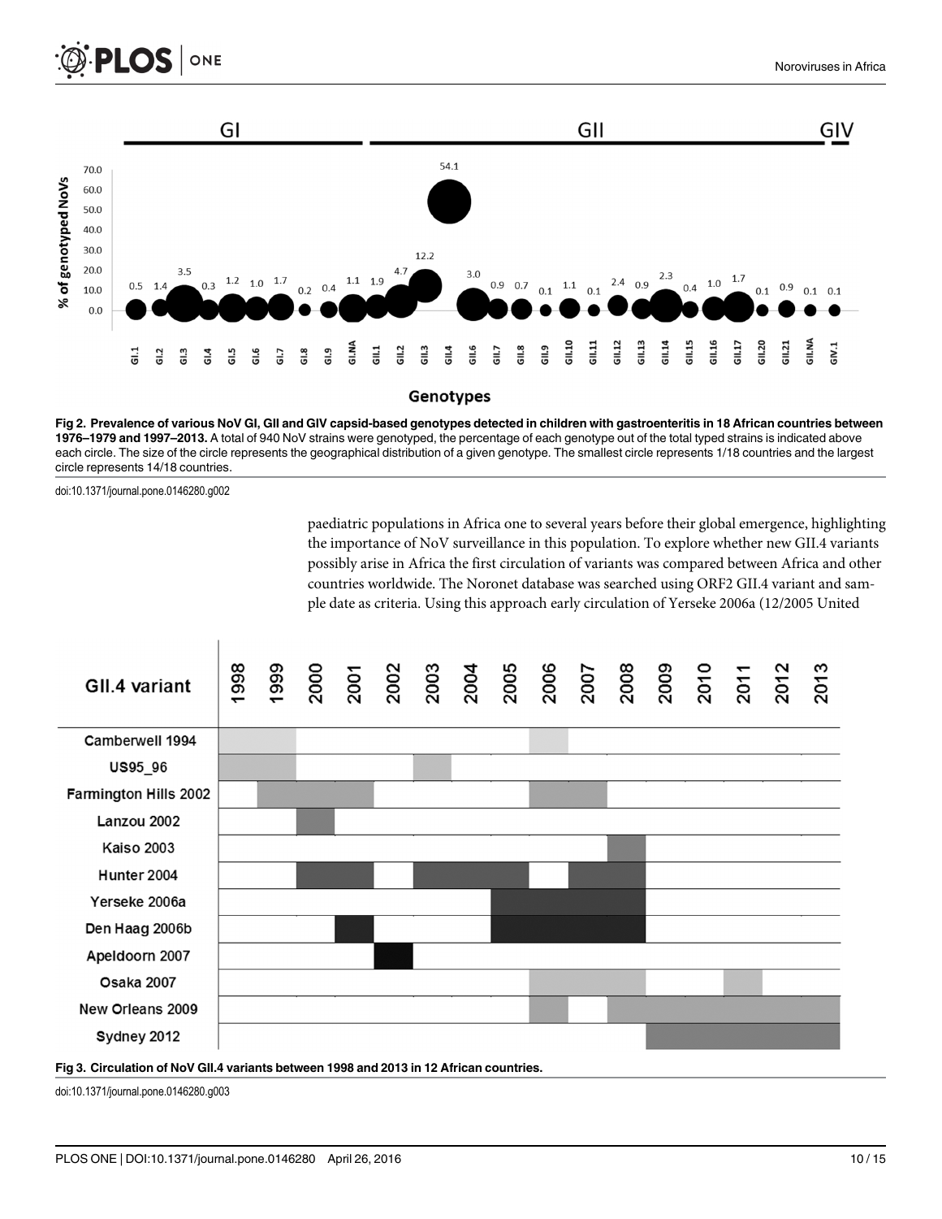Fig 2. Prevalence of various NoV GI, GII and GIV capsid-based genotypes detected in children with gastroenteritis in 18 African countries between 1976–1979 and 1997–2013. A total of 940 NoV strains were genotyped, the percentage of each genotype out of the total typed strains is indicated above each circle. The size of the circle represents the geographical distribution of a given genotype. The smallest circle represents 1/18 countries and the largest circle represents 14/18 countries.

doi:10.1371/journal.pone.0146280.g002

paediatric populations in Africa one to several years before their global emergence, highlighting the importance of NoV surveillance in this population. To explore whether new GII.4 variants possibly arise in Africa the first circulation of variants was compared between Africa and other countries worldwide. The Noronet database was searched using ORF2 GII.4 variant and sample date as criteria. Using this approach early circulation of Yerseke 2006a (12/2005 United

Fig 3. Circulation of NoV GII.4 variants between 1998 and 2013 in 12 African countries.

doi:10.1371/journal.pone.0146280.g003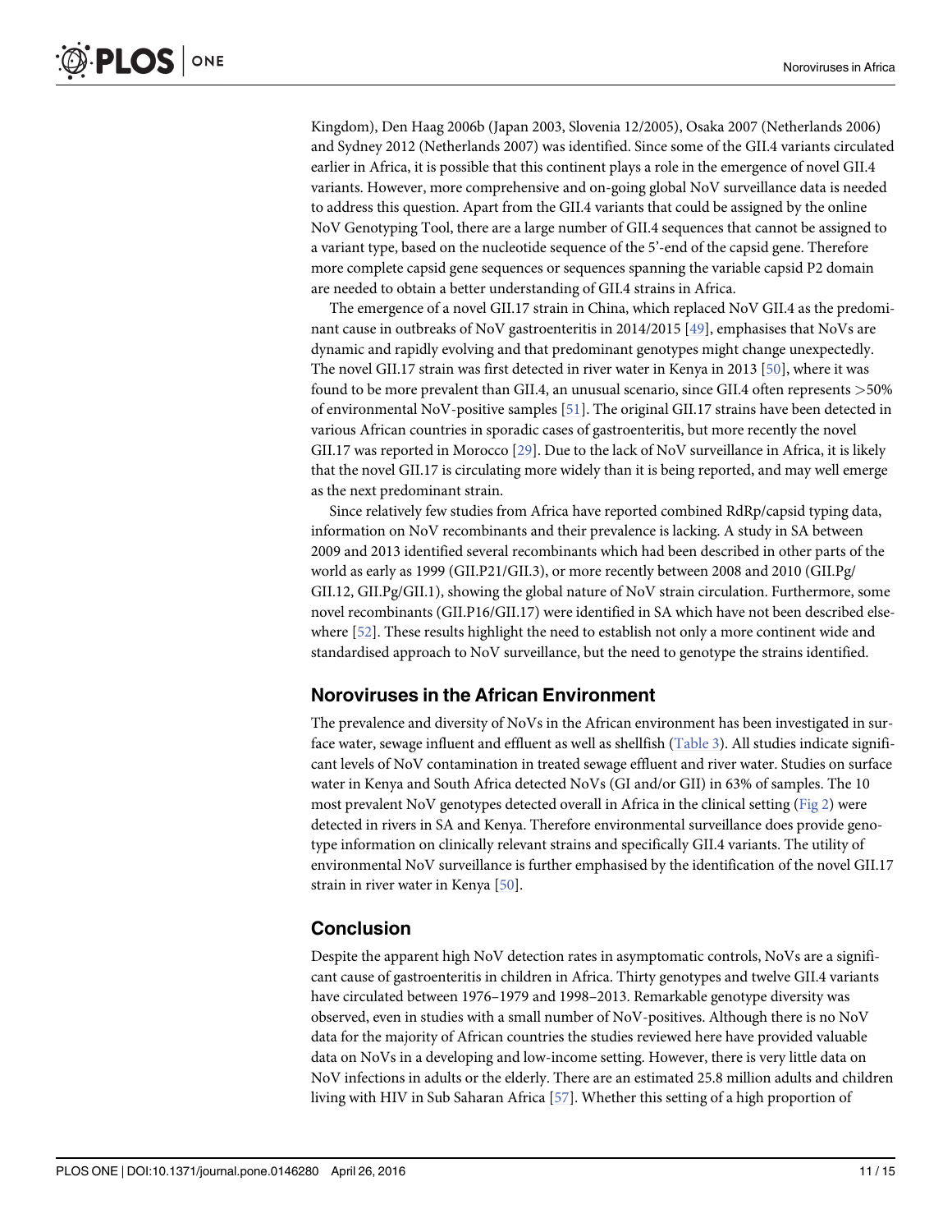Kingdom), Den Haag 2006b (Japan 2003, Slovenia 12/2005), Osaka 2007 (Netherlands 2006) and Sydney 2012 (Netherlands 2007) was identified. Since some of the GII.4 variants circulated earlier in Africa, it is possible that this continent plays a role in the emergence of novel GII.4 variants. However, more comprehensive and on-going global NoV surveillance data is needed to address this question. Apart from the GII.4 variants that could be assigned by the online NoV Genotyping Tool, there are a large number of GII.4 sequences that cannot be assigned to a variant type, based on the nucleotide sequence of the 5'-end of the capsid gene. Therefore more complete capsid gene sequences or sequences spanning the variable capsid P2 domain are needed to obtain a better understanding of GII.4 strains in Africa.

The emergence of a novel GII.17 strain in China, which replaced NoV GII.4 as the predominant cause in outbreaks of NoV gastroenteritis in 2014/2015 [49], emphasises that NoVs are dynamic and rapidly evolving and that predominant genotypes might change unexpectedly. The novel GII.17 strain was first detected in river water in Kenya in 2013 [50], where it was found to be more prevalent than GII.4, an unusual scenario, since GII.4 often represents >50% of environmental NoV-positive samples [51]. The original GII.17 strains have been detected in various African countries in sporadic cases of gastroenteritis, but more recently the novel GII.17 was reported in Morocco [29]. Due to the lack of NoV surveillance in Africa, it is likely that the novel GII.17 is circulating more widely than it is being reported, and may well emerge as the next predominant strain.

Since relatively few studies from Africa have reported combined RdRp/capsid typing data, information on NoV recombinants and their prevalence is lacking. A study in SA between 2009 and 2013 identified several recombinants which had been described in other parts of the world as early as 1999 (GII.P21/GII.3), or more recently between 2008 and 2010 (GII.Pg/GII.12, GII.Pg/GII.1), showing the global nature of NoV strain circulation. Furthermore, some novel recombinants (GII.P16/GII.17) were identified in SA which have not been described elsewhere [52]. These results highlight the need to establish not only a more continent wide and standardised approach to NoV surveillance, but the need to genotype the strains identified.

## Noroviruses in the African Environment

The prevalence and diversity of NoVs in the African environment has been investigated in surface water, sewage influent and effluent as well as shellfish (Table 3). All studies indicate significant levels of NoV contamination in treated sewage effluent and river water. Studies on surface water in Kenya and South Africa detected NoVs (GI and/or GII) in 63% of samples. The 10 most prevalent NoV genotypes detected overall in Africa in the clinical setting (Fig 2) were detected in rivers in SA and Kenya. Therefore environmental surveillance does provide genotype information on clinically relevant strains and specifically GII.4 variants. The utility of environmental NoV surveillance is further emphasised by the identification of the novel GII.17 strain in river water in Kenya [50].

## Conclusion

Despite the apparent high NoV detection rates in asymptomatic controls, NoVs are a significant cause of gastroenteritis in children in Africa. Thirty genotypes and twelve GII.4 variants have circulated between 1976–1979 and 1998–2013. Remarkable genotype diversity was observed, even in studies with a small number of NoV-positives. Although there is no NoV data for the majority of African countries the studies reviewed here have provided valuable data on NoVs in a developing and low-income setting. However, there is very little data on NoV infections in adults or the elderly. There are an estimated 25.8 million adults and children living with HIV in Sub Saharan Africa [57]. Whether this setting of a high proportion of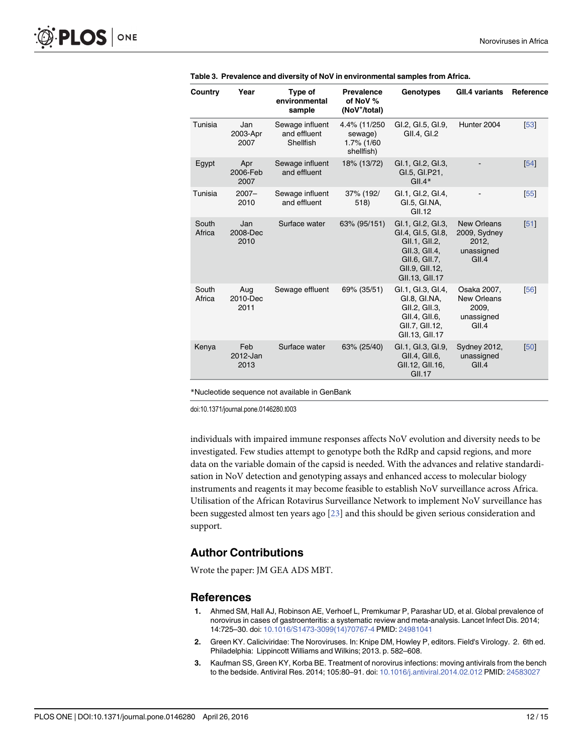**Table 3. Prevalence and diversity of NoV in environmental samples from Africa.**

| Country | Year | Type of environmental sample | Prevalence of NoV % (NoV[+]/total) | Genotypes | GII.4 variants | Reference |
|---|---|---|---|---|---|---|
| Tunisia | Jan 2003-Apr 2007 | Sewage influent and effluent Shellfish | 4.4% (11/250 sewage) 1.7% (1/60 shellfish) | GI.2, GI.5, GI.9, GII.4, GI.2 | Hunter 2004 | [53] |
| Egypt | Apr 2006-Feb 2007 | Sewage influent and effluent | 18% (13/72) | GI.1, GI.2, GI.3, GI.5, GI.P21, GII.4* | - | [54] |
| Tunisia | 2007–2010 | Sewage influent and effluent | 37% (192/518) | GI.1, GI.2, GI.4, GI.5, GI.NA, GII.12 | - | [55] |
| South Africa | Jan 2008-Dec 2010 | Surface water | 63% (95/151) | GI.1, GI.2, GI.3, GI.4, GI.5, GI.8, GII.1, GII.2, GII.3, GII.4, GII.6, GII.7, GII.9, GII.12, GII.13, GII.17 | New Orleans 2009, Sydney 2012, unassigned GII.4 | [51] |
| South Africa | Aug 2010-Dec 2011 | Sewage effluent | 69% (35/51) | GI.1, GI.3, GI.4, GI.8, GI.NA, GII.2, GII.3, GII.4, GII.6, GII.7, GII.12, GII.13, GII.17 | Osaka 2007, New Orleans 2009, unassigned GII.4 | [56] |
| Kenya | Feb 2012-Jan 2013 | Surface water | 63% (25/40) | GI.1, GI.3, GI.9, GII.4, GII.6, GII.12, GII.16, GII.17 | Sydney 2012, unassigned GII.4 | [50] |

*Nucleotide sequence not available in GenBank

doi:10.1371/journal.pone.0146280.t003

individuals with impaired immune responses affects NoV evolution and diversity needs to be investigated. Few studies attempt to genotype both the RdRp and capsid regions, and more data on the variable domain of the capsid is needed. With the advances and relative standardisation in NoV detection and genotyping assays and enhanced access to molecular biology instruments and reagents it may become feasible to establish NoV surveillance across Africa. Utilisation of the African Rotavirus Surveillance Network to implement NoV surveillance has been suggested almost ten years ago [23] and this should be given serious consideration and support.

## Author Contributions

Wrote the paper: JM GEA ADS MBT.

## References

1. Ahmed SM, Hall AJ, Robinson AE, Verhoef L, Premkumar P, Parashar UD, et al. Global prevalence of norovirus in cases of gastroenteritis: a systematic review and meta-analysis. Lancet Infect Dis. 2014; 14:725–30. doi: 10.1016/S1473-3099(14)70767-4 PMID: 24981041
2. Green KY. Caliciviridae: The Noroviruses. In: Knipe DM, Howley P, editors. Field's Virology. 2. 6th ed. Philadelphia: Lippincott Williams and Wilkins; 2013. p. 582–608.
3. Kaufman SS, Green KY, Korba BE. Treatment of norovirus infections: moving antivirals from the bench to the bedside. Antiviral Res. 2014; 105:80–91. doi: 10.1016/j.antiviral.2014.02.012 PMID: 24583027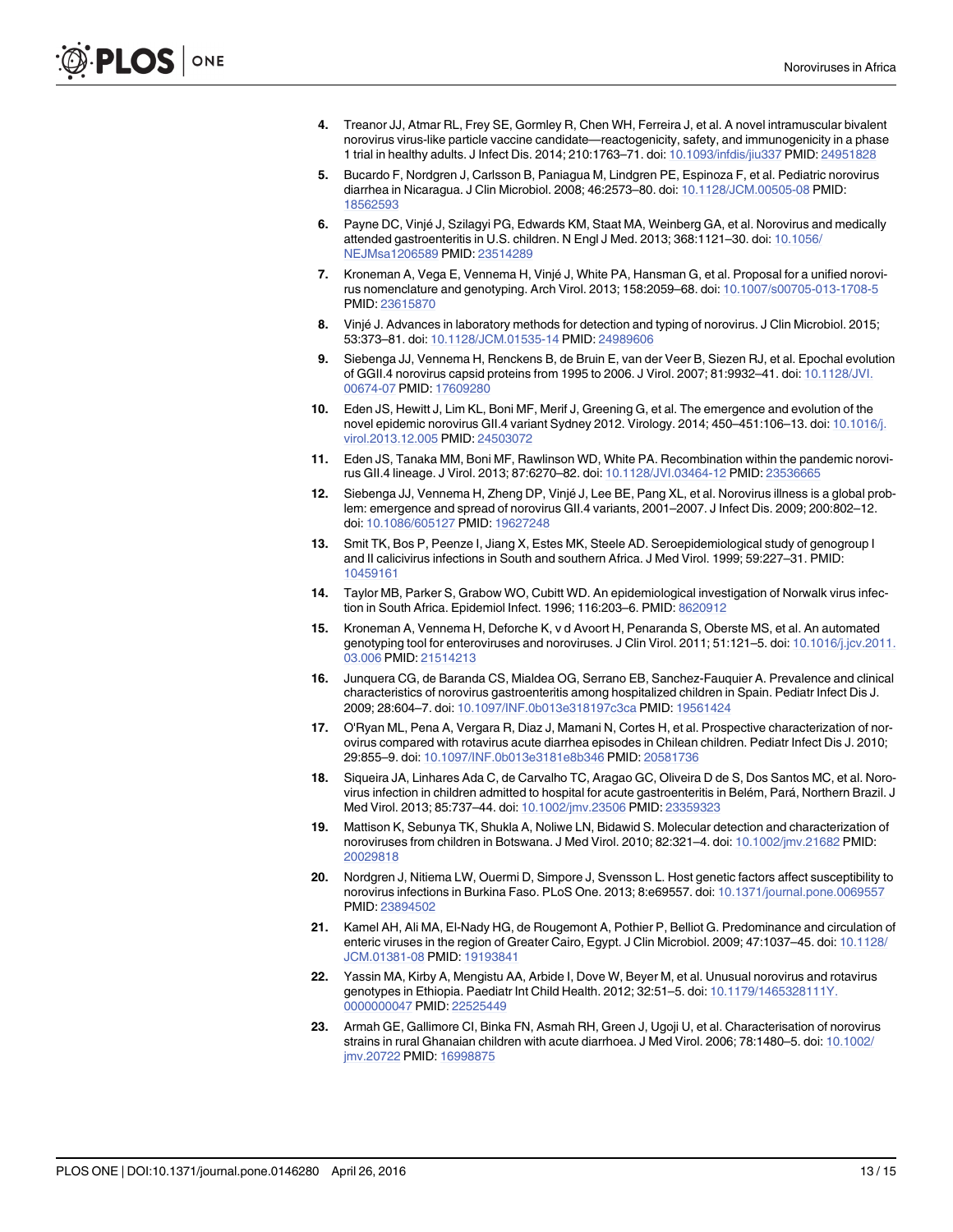4. Treanor JJ, Atmar RL, Frey SE, Gormley R, Chen WH, Ferreira J, et al. A novel intramuscular bivalent norovirus virus-like particle vaccine candidate—reactogenicity, safety, and immunogenicity in a phase 1 trial in healthy adults. J Infect Dis. 2014; 210:1763–71. doi: 10.1093/infdis/jiu337 PMID: 24951828
5. Bucardo F, Nordgren J, Carlsson B, Paniagua M, Lindgren PE, Espinoza F, et al. Pediatric norovirus diarrhea in Nicaragua. J Clin Microbiol. 2008; 46:2573–80. doi: 10.1128/JCM.00505-08 PMID: 18562593
6. Payne DC, Vinjé J, Szilagyi PG, Edwards KM, Staat MA, Weinberg GA, et al. Norovirus and medically attended gastroenteritis in U.S. children. N Engl J Med. 2013; 368:1121–30. doi: 10.1056/NEJMsa1206589 PMID: 23514289
7. Kroneman A, Vega E, Vennema H, Vinjé J, White PA, Hansman G, et al. Proposal for a unified norovirus nomenclature and genotyping. Arch Virol. 2013; 158:2059–68. doi: 10.1007/s00705-013-1708-5 PMID: 23615870
8. Vinjé J. Advances in laboratory methods for detection and typing of norovirus. J Clin Microbiol. 2015; 53:373–81. doi: 10.1128/JCM.01535-14 PMID: 24989606
9. Siebenga JJ, Vennema H, Renckens B, de Bruin E, van der Veer B, Siezen RJ, et al. Epochal evolution of GGII.4 norovirus capsid proteins from 1995 to 2006. J Virol. 2007; 81:9932–41. doi: 10.1128/JVI.00674-07 PMID: 17609280
10. Eden JS, Hewitt J, Lim KL, Boni MF, Merif J, Greening G, et al. The emergence and evolution of the novel epidemic norovirus GII.4 variant Sydney 2012. Virology. 2014; 450–451:106–13. doi: 10.1016/j.virol.2013.12.005 PMID: 24503072
11. Eden JS, Tanaka MM, Boni MF, Rawlinson WD, White PA. Recombination within the pandemic norovirus GII.4 lineage. J Virol. 2013; 87:6270–82. doi: 10.1128/JVI.03464-12 PMID: 23536665
12. Siebenga JJ, Vennema H, Zheng DP, Vinjé J, Lee BE, Pang XL, et al. Norovirus illness is a global problem: emergence and spread of norovirus GII.4 variants, 2001–2007. J Infect Dis. 2009; 200:802–12. doi: 10.1086/605127 PMID: 19627248
13. Smit TK, Bos P, Peenze I, Jiang X, Estes MK, Steele AD. Seroepidemiological study of genogroup I and II calicivirus infections in South and southern Africa. J Med Virol. 1999; 59:227–31. PMID: 10459161
14. Taylor MB, Parker S, Grabow WO, Cubitt WD. An epidemiological investigation of Norwalk virus infection in South Africa. Epidemiol Infect. 1996; 116:203–6. PMID: 8620912
15. Kroneman A, Vennema H, Deforche K, v d Avoort H, Penaranda S, Oberste MS, et al. An automated genotyping tool for enteroviruses and noroviruses. J Clin Virol. 2011; 51:121–5. doi: 10.1016/j.jcv.2011.03.006 PMID: 21514213
16. Junquera CG, de Baranda CS, Mialdea OG, Serrano EB, Sanchez-Fauquier A. Prevalence and clinical characteristics of norovirus gastroenteritis among hospitalized children in Spain. Pediatr Infect Dis J. 2009; 28:604–7. doi: 10.1097/INF.0b013e318197c3ca PMID: 19561424
17. O'Ryan ML, Pena A, Vergara R, Diaz J, Mamani N, Cortes H, et al. Prospective characterization of norovirus compared with rotavirus acute diarrhea episodes in Chilean children. Pediatr Infect Dis J. 2010; 29:855–9. doi: 10.1097/INF.0b013e3181e8b346 PMID: 20581736
18. Siqueira JA, Linhares Ada C, de Carvalho TC, Aragao GC, Oliveira D de S, Dos Santos MC, et al. Norovirus infection in children admitted to hospital for acute gastroenteritis in Belém, Pará, Northern Brazil. J Med Virol. 2013; 85:737–44. doi: 10.1002/jmv.23506 PMID: 23359323
19. Mattison K, Sebunya TK, Shukla A, Noliwe LN, Bidawid S. Molecular detection and characterization of noroviruses from children in Botswana. J Med Virol. 2010; 82:321–4. doi: 10.1002/jmv.21682 PMID: 20029818
20. Nordgren J, Nitiema LW, Ouermi D, Simpore J, Svensson L. Host genetic factors affect susceptibility to norovirus infections in Burkina Faso. PLoS One. 2013; 8:e69557. doi: 10.1371/journal.pone.0069557 PMID: 23894502
21. Kamel AH, Ali MA, El-Nady HG, de Rougemont A, Pothier P, Belliot G. Predominance and circulation of enteric viruses in the region of Greater Cairo, Egypt. J Clin Microbiol. 2009; 47:1037–45. doi: 10.1128/JCM.01381-08 PMID: 19193841
22. Yassin MA, Kirby A, Mengistu AA, Arbide I, Dove W, Beyer M, et al. Unusual norovirus and rotavirus genotypes in Ethiopia. Paediatr Int Child Health. 2012; 32:51–5. doi: 10.1179/1465328111Y.0000000047 PMID: 22525449
23. Armah GE, Gallimore CI, Binka FN, Asmah RH, Green J, Ugoji U, et al. Characterisation of norovirus strains in rural Ghanaian children with acute diarrhoea. J Med Virol. 2006; 78:1480–5. doi: 10.1002/jmv.20722 PMID: 16998875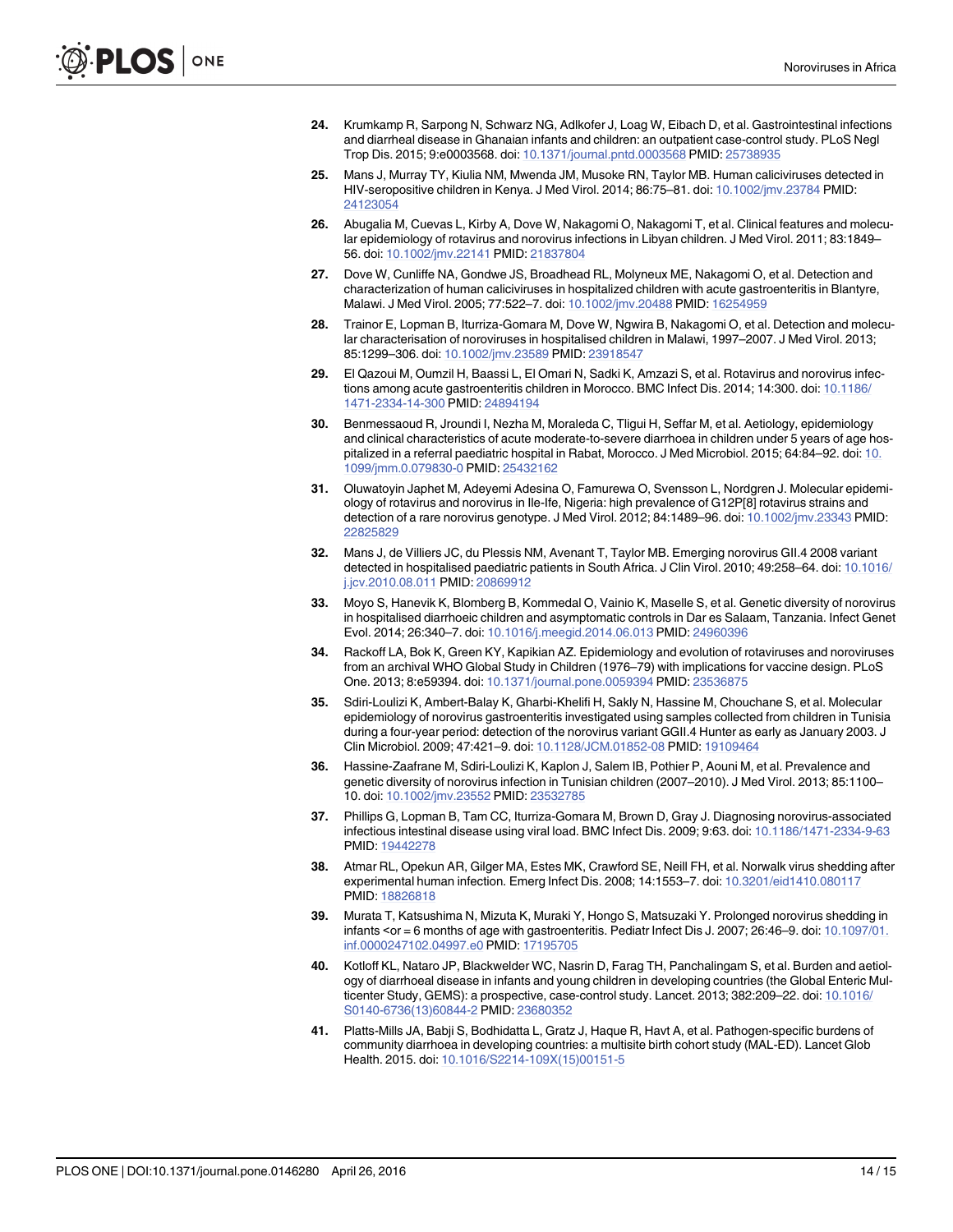24. Krumkamp R, Sarpong N, Schwarz NG, Adlkofer J, Loag W, Eibach D, et al. Gastrointestinal infections and diarrheal disease in Ghanaian infants and children: an outpatient case-control study. PLoS Negl Trop Dis. 2015; 9:e0003568. doi: 10.1371/journal.pntd.0003568 PMID: 25738935

25. Mans J, Murray TY, Kiulia NM, Mwenda JM, Musoke RN, Taylor MB. Human caliciviruses detected in HIV-seropositive children in Kenya. J Med Virol. 2014; 86:75–81. doi: 10.1002/jmv.23784 PMID: 24123054

26. Abugalia M, Cuevas L, Kirby A, Dove W, Nakagomi O, Nakagomi T, et al. Clinical features and molecular epidemiology of rotavirus and norovirus infections in Libyan children. J Med Virol. 2011; 83:1849–56. doi: 10.1002/jmv.22141 PMID: 21837804

27. Dove W, Cunliffe NA, Gondwe JS, Broadhead RL, Molyneux ME, Nakagomi O, et al. Detection and characterization of human caliciviruses in hospitalized children with acute gastroenteritis in Blantyre, Malawi. J Med Virol. 2005; 77:522–7. doi: 10.1002/jmv.20488 PMID: 16254959

28. Trainor E, Lopman B, Iturriza-Gomara M, Dove W, Ngwira B, Nakagomi O, et al. Detection and molecular characterisation of noroviruses in hospitalised children in Malawi, 1997–2007. J Med Virol. 2013; 85:1299–306. doi: 10.1002/jmv.23589 PMID: 23918547

29. El Qazoui M, Oumzil H, Baassi L, El Omari N, Sadki K, Amzazi S, et al. Rotavirus and norovirus infections among acute gastroenteritis children in Morocco. BMC Infect Dis. 2014; 14:300. doi: 10.1186/1471-2334-14-300 PMID: 24894194

30. Benmessaoud R, Jroundi I, Nezha M, Moraleda C, Tligui H, Seffar M, et al. Aetiology, epidemiology and clinical characteristics of acute moderate-to-severe diarrhoea in children under 5 years of age hospitalized in a referral paediatric hospital in Rabat, Morocco. J Med Microbiol. 2015; 64:84–92. doi: 10.1099/jmm.0.079830-0 PMID: 25432162

31. Oluwatoyin Japhet M, Adeyemi Adesina O, Famurewa O, Svensson L, Nordgren J. Molecular epidemiology of rotavirus and norovirus in Ile-Ife, Nigeria: high prevalence of G12P[8] rotavirus strains and detection of a rare norovirus genotype. J Med Virol. 2012; 84:1489–96. doi: 10.1002/jmv.23343 PMID: 22825829

32. Mans J, de Villiers JC, du Plessis NM, Avenant T, Taylor MB. Emerging norovirus GII.4 2008 variant detected in hospitalised paediatric patients in South Africa. J Clin Virol. 2010; 49:258–64. doi: 10.1016/j.jcv.2010.08.011 PMID: 20869912

33. Moyo S, Hanevik K, Blomberg B, Kommedal O, Vainio K, Maselle S, et al. Genetic diversity of norovirus in hospitalised diarrhoeic children and asymptomatic controls in Dar es Salaam, Tanzania. Infect Genet Evol. 2014; 26:340–7. doi: 10.1016/j.meegid.2014.06.013 PMID: 24960396

34. Rackoff LA, Bok K, Green KY, Kapikian AZ. Epidemiology and evolution of rotaviruses and noroviruses from an archival WHO Global Study in Children (1976–79) with implications for vaccine design. PLoS One. 2013; 8:e59394. doi: 10.1371/journal.pone.0059394 PMID: 23536875

35. Sdiri-Loulizi K, Ambert-Balay K, Gharbi-Khelifi H, Sakly N, Hassine M, Chouchane S, et al. Molecular epidemiology of norovirus gastroenteritis investigated using samples collected from children in Tunisia during a four-year period: detection of the norovirus variant GGII.4 Hunter as early as January 2003. J Clin Microbiol. 2009; 47:421–9. doi: 10.1128/JCM.01852-08 PMID: 19109464

36. Hassine-Zaafrane M, Sdiri-Loulizi K, Kaplon J, Salem IB, Pothier P, Aouni M, et al. Prevalence and genetic diversity of norovirus infection in Tunisian children (2007–2010). J Med Virol. 2013; 85:1100–10. doi: 10.1002/jmv.23552 PMID: 23532785

37. Phillips G, Lopman B, Tam CC, Iturriza-Gomara M, Brown D, Gray J. Diagnosing norovirus-associated infectious intestinal disease using viral load. BMC Infect Dis. 2009; 9:63. doi: 10.1186/1471-2334-9-63 PMID: 19442278

38. Atmar RL, Opekun AR, Gilger MA, Estes MK, Crawford SE, Neill FH, et al. Norwalk virus shedding after experimental human infection. Emerg Infect Dis. 2008; 14:1553–7. doi: 10.3201/eid1410.080117 PMID: 18826818

39. Murata T, Katsushima N, Mizuta K, Muraki Y, Hongo S, Matsuzaki Y. Prolonged norovirus shedding in infants <or = 6 months of age with gastroenteritis. Pediatr Infect Dis J. 2007; 26:46–9. doi: 10.1097/01.inf.0000247102.04997.e0 PMID: 17195705

40. Kotloff KL, Nataro JP, Blackwelder WC, Nasrin D, Farag TH, Panchalingam S, et al. Burden and aetiology of diarrhoeal disease in infants and young children in developing countries (the Global Enteric Multicenter Study, GEMS): a prospective, case-control study. Lancet. 2013; 382:209–22. doi: 10.1016/S0140-6736(13)60844-2 PMID: 23680352

41. Platts-Mills JA, Babji S, Bodhidatta L, Gratz J, Haque R, Havt A, et al. Pathogen-specific burdens of community diarrhoea in developing countries: a multisite birth cohort study (MAL-ED). Lancet Glob Health. 2015. doi: 10.1016/S2214-109X(15)00151-5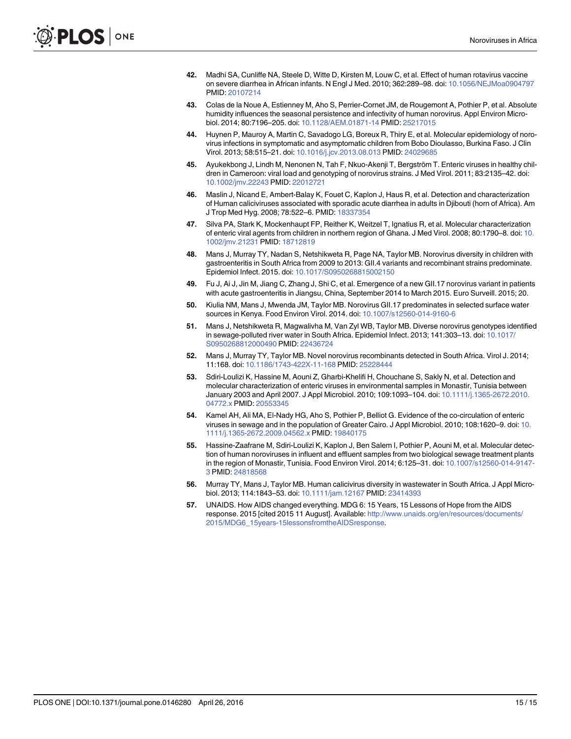42. Madhi SA, Cunliffe NA, Steele D, Witte D, Kirsten M, Louw C, et al. Effect of human rotavirus vaccine on severe diarrhea in African infants. N Engl J Med. 2010; 362:289–98. doi: 10.1056/NEJMoa0904797 PMID: 20107214

43. Colas de la Noue A, Estienney M, Aho S, Perrier-Cornet JM, de Rougemont A, Pothier P, et al. Absolute humidity influences the seasonal persistence and infectivity of human norovirus. Appl Environ Microbiol. 2014; 80:7196–205. doi: 10.1128/AEM.01871-14 PMID: 25217015

44. Huynen P, Mauroy A, Martin C, Savadogo LG, Boreux R, Thiry E, et al. Molecular epidemiology of norovirus infections in symptomatic and asymptomatic children from Bobo Dioulasso, Burkina Faso. J Clin Virol. 2013; 58:515–21. doi: 10.1016/j.jcv.2013.08.013 PMID: 24029685

45. Ayukekbong J, Lindh M, Nenonen N, Tah F, Nkuo-Akenji T, Bergström T. Enteric viruses in healthy children in Cameroon: viral load and genotyping of norovirus strains. J Med Virol. 2011; 83:2135–42. doi: 10.1002/jmv.22243 PMID: 22012721

46. Maslin J, Nicand E, Ambert-Balay K, Fouet C, Kaplon J, Haus R, et al. Detection and characterization of Human caliciviruses associated with sporadic acute diarrhea in adults in Djibouti (horn of Africa). Am J Trop Med Hyg. 2008; 78:522–6. PMID: 18337354

47. Silva PA, Stark K, Mockenhaupt FP, Reither K, Weitzel T, Ignatius R, et al. Molecular characterization of enteric viral agents from children in northern region of Ghana. J Med Virol. 2008; 80:1790–8. doi: 10.1002/jmv.21231 PMID: 18712819

48. Mans J, Murray TY, Nadan S, Netshikweta R, Page NA, Taylor MB. Norovirus diversity in children with gastroenteritis in South Africa from 2009 to 2013: GII.4 variants and recombinant strains predominate. Epidemiol Infect. 2015. doi: 10.1017/S0950268815002150

49. Fu J, Ai J, Jin M, Jiang C, Zhang J, Shi C, et al. Emergence of a new GII.17 norovirus variant in patients with acute gastroenteritis in Jiangsu, China, September 2014 to March 2015. Euro Surveill. 2015; 20.

50. Kiulia NM, Mans J, Mwenda JM, Taylor MB. Norovirus GII.17 predominates in selected surface water sources in Kenya. Food Environ Virol. 2014. doi: 10.1007/s12560-014-9160-6

51. Mans J, Netshikweta R, Magwalivha M, Van Zyl WB, Taylor MB. Diverse norovirus genotypes identified in sewage-polluted river water in South Africa. Epidemiol Infect. 2013; 141:303–13. doi: 10.1017/S0950268812000490 PMID: 22436724

52. Mans J, Murray TY, Taylor MB. Novel norovirus recombinants detected in South Africa. Virol J. 2014; 11:168. doi: 10.1186/1743-422X-11-168 PMID: 25228444

53. Sdiri-Loulizi K, Hassine M, Aouni Z, Gharbi-Khelifi H, Chouchane S, Sakly N, et al. Detection and molecular characterization of enteric viruses in environmental samples in Monastir, Tunisia between January 2003 and April 2007. J Appl Microbiol. 2010; 109:1093–104. doi: 10.1111/j.1365-2672.2010.04772.x PMID: 20553345

54. Kamel AH, Ali MA, El-Nady HG, Aho S, Pothier P, Belliot G. Evidence of the co-circulation of enteric viruses in sewage and in the population of Greater Cairo. J Appl Microbiol. 2010; 108:1620–9. doi: 10.1111/j.1365-2672.2009.04562.x PMID: 19840175

55. Hassine-Zaafrane M, Sdiri-Loulizi K, Kaplon J, Ben Salem I, Pothier P, Aouni M, et al. Molecular detection of human noroviruses in influent and effluent samples from two biological sewage treatment plants in the region of Monastir, Tunisia. Food Environ Virol. 2014; 6:125–31. doi: 10.1007/s12560-014-9147-3 PMID: 24818568

56. Murray TY, Mans J, Taylor MB. Human calicivirus diversity in wastewater in South Africa. J Appl Microbiol. 2013; 114:1843–53. doi: 10.1111/jam.12167 PMID: 23414393

57. UNAIDS. How AIDS changed everything. MDG 6: 15 Years, 15 Lessons of Hope from the AIDS response. 2015 [cited 2015 11 August]. Available: http://www.unaids.org/en/resources/documents/2015/MDG6_15years-15lessonsfromtheAIDSresponse.